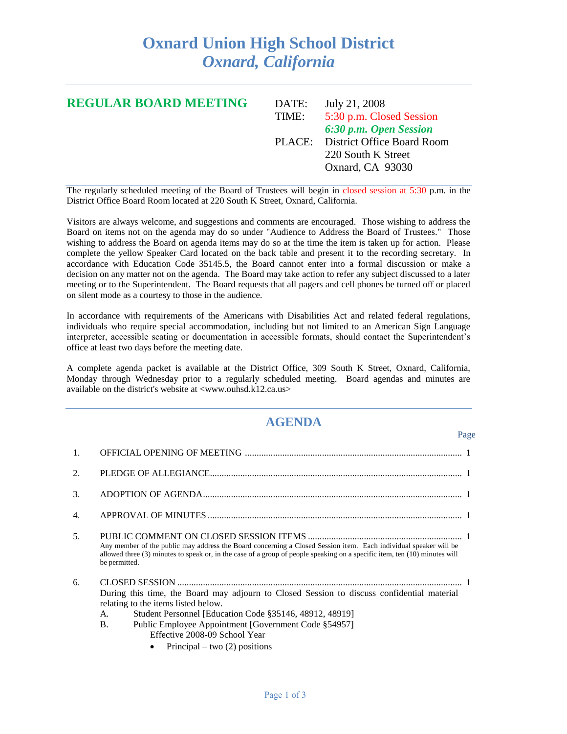# Oxnard Union High School District
## *Oxnard, California*

---

**REGULAR BOARD MEETING**

DATE: July 21, 2008
TIME: 5:30 p.m. Closed Session
***6:30 p.m. Open Session***
PLACE: District Office Board Room
220 South K Street
Oxnard, CA 93030

---

The regularly scheduled meeting of the Board of Trustees will begin in closed session at 5:30 p.m. in the District Office Board Room located at 220 South K Street, Oxnard, California.

Visitors are always welcome, and suggestions and comments are encouraged. Those wishing to address the Board on items not on the agenda may do so under "Audience to Address the Board of Trustees." Those wishing to address the Board on agenda items may do so at the time the item is taken up for action. Please complete the yellow Speaker Card located on the back table and present it to the recording secretary. In accordance with Education Code 35145.5, the Board cannot enter into a formal discussion or make a decision on any matter not on the agenda. The Board may take action to refer any subject discussed to a later meeting or to the Superintendent. The Board requests that all pagers and cell phones be turned off or placed on silent mode as a courtesy to those in the audience.

In accordance with requirements of the Americans with Disabilities Act and related federal regulations, individuals who require special accommodation, including but not limited to an American Sign Language interpreter, accessible seating or documentation in accessible formats, should contact the Superintendent's office at least two days before the meeting date.

A complete agenda packet is available at the District Office, 309 South K Street, Oxnard, California, Monday through Wednesday prior to a regularly scheduled meeting. Board agendas and minutes are available on the district's website at <www.ouhsd.k12.ca.us>

---

## AGENDA

| | | Page |
|---|---|---|
| 1. | OFFICIAL OPENING OF MEETING | 1 |
| 2. | PLEDGE OF ALLEGIANCE | 1 |
| 3. | ADOPTION OF AGENDA | 1 |
| 4. | APPROVAL OF MINUTES | 1 |
| 5. | PUBLIC COMMENT ON CLOSED SESSION ITEMS | 1 |
| 6. | CLOSED SESSION | 1 |

5. PUBLIC COMMENT ON CLOSED SESSION ITEMS

Any member of the public may address the Board concerning a Closed Session item. Each individual speaker will be allowed three (3) minutes to speak or, in the case of a group of people speaking on a specific item, ten (10) minutes will be permitted.

6. CLOSED SESSION

During this time, the Board may adjourn to Closed Session to discuss confidential material relating to the items listed below.

A. Student Personnel [Education Code §35146, 48912, 48919]

B. Public Employee Appointment [Government Code §54957]
   Effective 2008-09 School Year
   - Principal – two (2) positions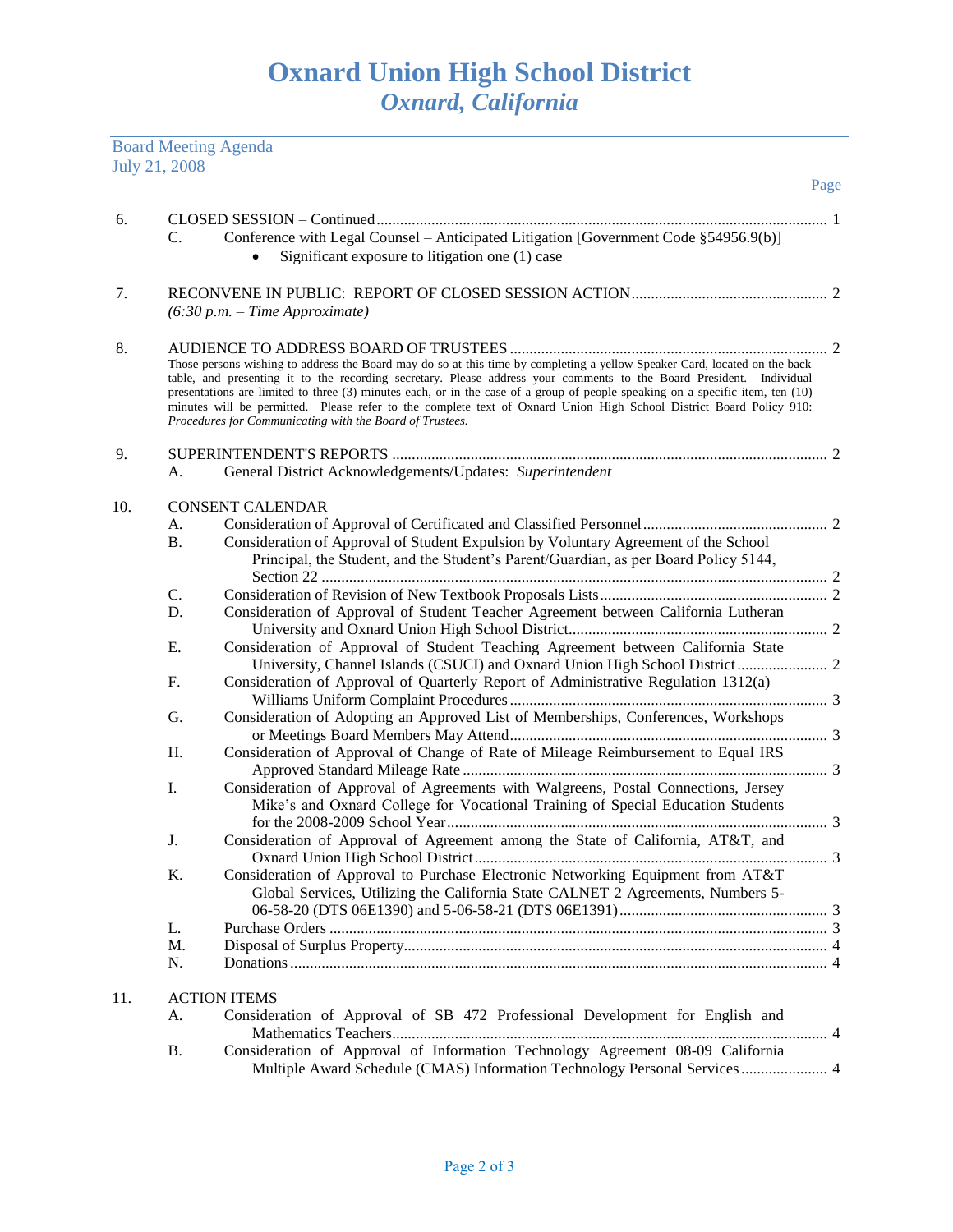# Oxnard Union High School District
*Oxnard, California*

Board Meeting Agenda
July 21, 2008

Page

6. CLOSED SESSION – Continued ..... 1
   - C. Conference with Legal Counsel – Anticipated Litigation [Government Code §54956.9(b)]
     - Significant exposure to litigation one (1) case

7. RECONVENE IN PUBLIC: REPORT OF CLOSED SESSION ACTION ..... 2
   *(6:30 p.m. – Time Approximate)*

8. AUDIENCE TO ADDRESS BOARD OF TRUSTEES ..... 2
   Those persons wishing to address the Board may do so at this time by completing a yellow Speaker Card, located on the back table, and presenting it to the recording secretary. Please address your comments to the Board President. Individual presentations are limited to three (3) minutes each, or in the case of a group of people speaking on a specific item, ten (10) minutes will be permitted. Please refer to the complete text of Oxnard Union High School District Board Policy 910: *Procedures for Communicating with the Board of Trustees.*

9. SUPERINTENDENT'S REPORTS ..... 2
   - A. General District Acknowledgements/Updates: *Superintendent*

10. CONSENT CALENDAR
    - A. Consideration of Approval of Certificated and Classified Personnel ..... 2
    - B. Consideration of Approval of Student Expulsion by Voluntary Agreement of the School Principal, the Student, and the Student's Parent/Guardian, as per Board Policy 5144, Section 22 ..... 2
    - C. Consideration of Revision of New Textbook Proposals Lists ..... 2
    - D. Consideration of Approval of Student Teacher Agreement between California Lutheran University and Oxnard Union High School District ..... 2
    - E. Consideration of Approval of Student Teaching Agreement between California State University, Channel Islands (CSUCI) and Oxnard Union High School District ..... 2
    - F. Consideration of Approval of Quarterly Report of Administrative Regulation 1312(a) – Williams Uniform Complaint Procedures ..... 3
    - G. Consideration of Adopting an Approved List of Memberships, Conferences, Workshops or Meetings Board Members May Attend ..... 3
    - H. Consideration of Approval of Change of Rate of Mileage Reimbursement to Equal IRS Approved Standard Mileage Rate ..... 3
    - I. Consideration of Approval of Agreements with Walgreens, Postal Connections, Jersey Mike's and Oxnard College for Vocational Training of Special Education Students for the 2008-2009 School Year ..... 3
    - J. Consideration of Approval of Agreement among the State of California, AT&T, and Oxnard Union High School District ..... 3
    - K. Consideration of Approval to Purchase Electronic Networking Equipment from AT&T Global Services, Utilizing the California State CALNET 2 Agreements, Numbers 5-06-58-20 (DTS 06E1390) and 5-06-58-21 (DTS 06E1391) ..... 3
    - L. Purchase Orders ..... 3
    - M. Disposal of Surplus Property ..... 4
    - N. Donations ..... 4

11. ACTION ITEMS
    - A. Consideration of Approval of SB 472 Professional Development for English and Mathematics Teachers ..... 4
    - B. Consideration of Approval of Information Technology Agreement 08-09 California Multiple Award Schedule (CMAS) Information Technology Personal Services ..... 4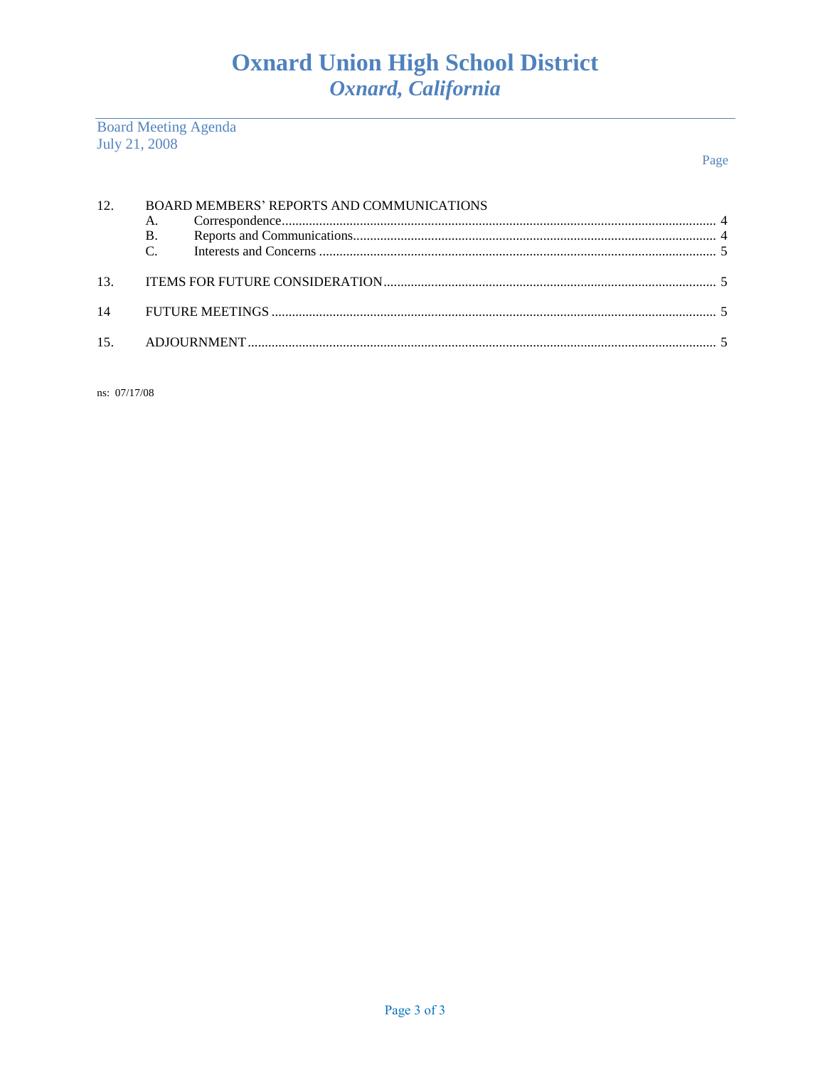# Oxnard Union High School District
## *Oxnard, California*

Board Meeting Agenda
July 21, 2008

| | | Page |
|---|---|---|
| 12. | BOARD MEMBERS' REPORTS AND COMMUNICATIONS | |
| | A. Correspondence | 4 |
| | B. Reports and Communications | 4 |
| | C. Interests and Concerns | 5 |
| 13. | ITEMS FOR FUTURE CONSIDERATION | 5 |
| 14 | FUTURE MEETINGS | 5 |
| 15. | ADJOURNMENT | 5 |

ns: 07/17/08